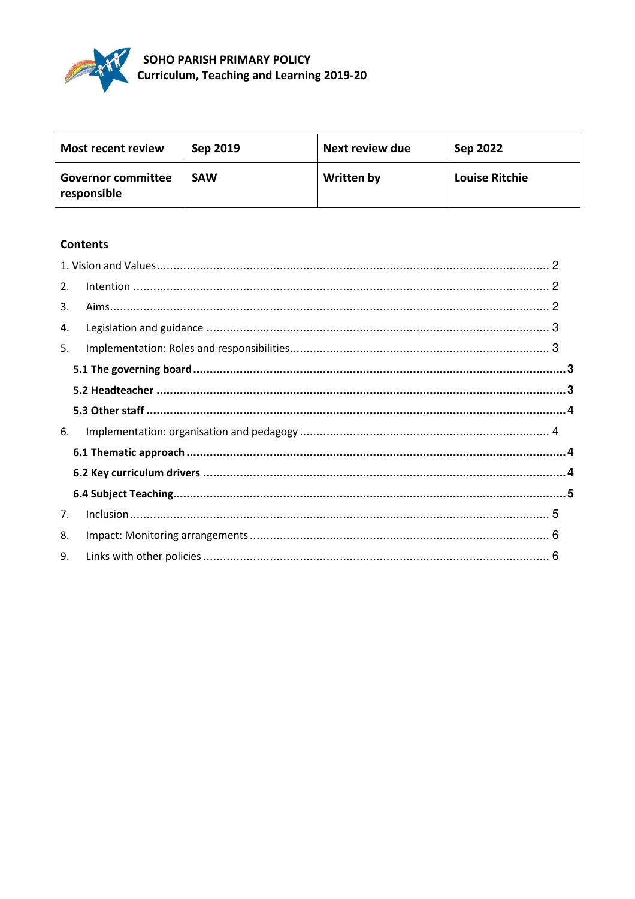# SOHO PARISH PRIMARY POLICY
## Curriculum, Teaching and Learning 2019-20

| **Most recent review** | **Sep 2019** | **Next review due** | **Sep 2022** |
|---|---|---|---|
| **Governor committee responsible** | **SAW** | **Written by** | **Louise Ritchie** |

**Contents**

1. Vision and Values ........ 2
2. Intention ........ 2
3. Aims ........ 2
4. Legislation and guidance ........ 3
5. Implementation: Roles and responsibilities ........ 3
   - **5.1 The governing board ........ 3**
   - **5.2 Headteacher ........ 3**
   - **5.3 Other staff ........ 4**
6. Implementation: organisation and pedagogy ........ 4
   - **6.1 Thematic approach ........ 4**
   - **6.2 Key curriculum drivers ........ 4**
   - **6.4 Subject Teaching ........ 5**
7. Inclusion ........ 5
8. Impact: Monitoring arrangements ........ 6
9. Links with other policies ........ 6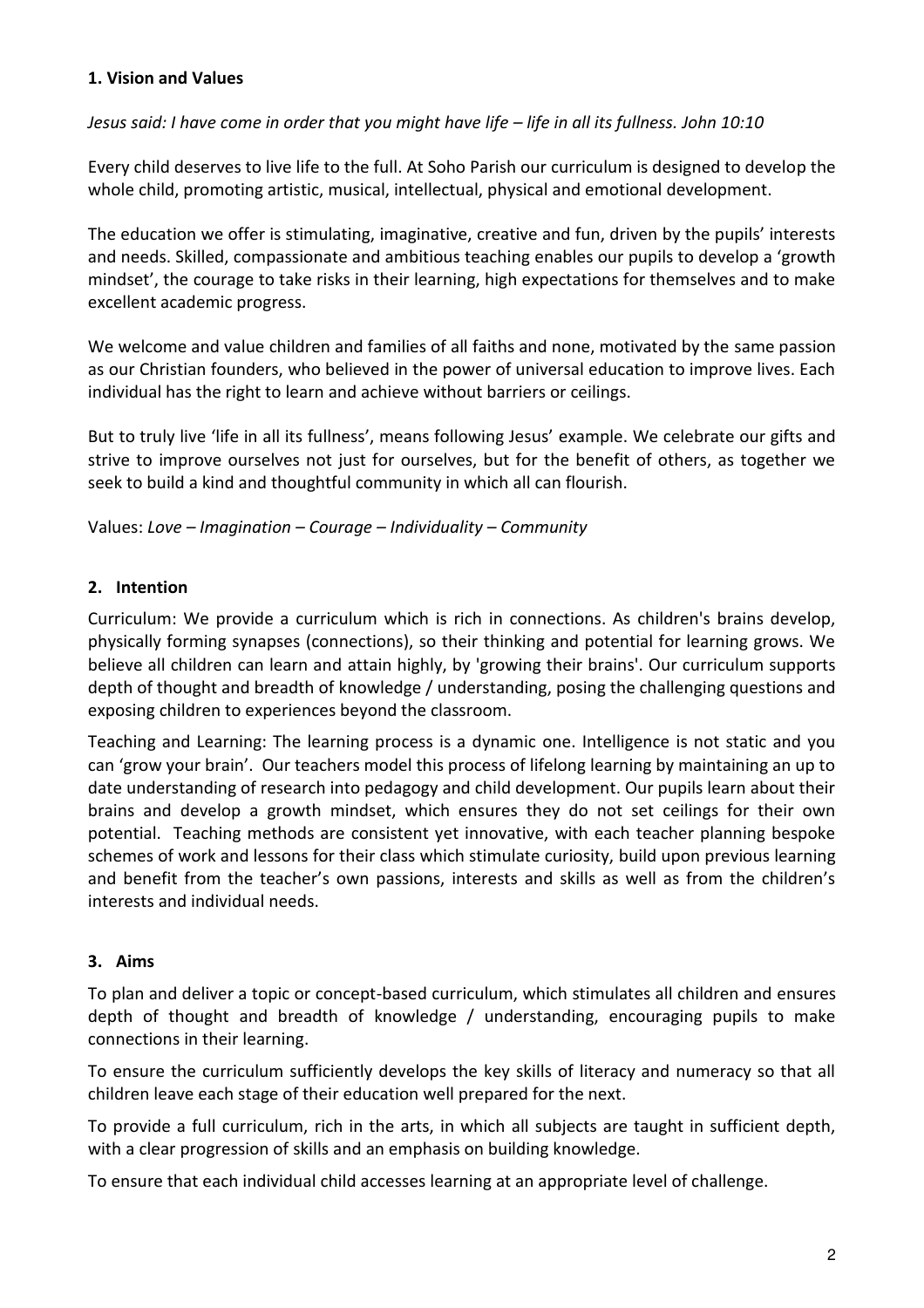## 1. Vision and Values

*Jesus said: I have come in order that you might have life – life in all its fullness. John 10:10*

Every child deserves to live life to the full. At Soho Parish our curriculum is designed to develop the whole child, promoting artistic, musical, intellectual, physical and emotional development.

The education we offer is stimulating, imaginative, creative and fun, driven by the pupils' interests and needs. Skilled, compassionate and ambitious teaching enables our pupils to develop a 'growth mindset', the courage to take risks in their learning, high expectations for themselves and to make excellent academic progress.

We welcome and value children and families of all faiths and none, motivated by the same passion as our Christian founders, who believed in the power of universal education to improve lives. Each individual has the right to learn and achieve without barriers or ceilings.

But to truly live 'life in all its fullness', means following Jesus' example. We celebrate our gifts and strive to improve ourselves not just for ourselves, but for the benefit of others, as together we seek to build a kind and thoughtful community in which all can flourish.

Values: *Love – Imagination – Courage – Individuality – Community*

## 2. Intention

Curriculum: We provide a curriculum which is rich in connections. As children's brains develop, physically forming synapses (connections), so their thinking and potential for learning grows. We believe all children can learn and attain highly, by 'growing their brains'. Our curriculum supports depth of thought and breadth of knowledge / understanding, posing the challenging questions and exposing children to experiences beyond the classroom.

Teaching and Learning: The learning process is a dynamic one. Intelligence is not static and you can 'grow your brain'. Our teachers model this process of lifelong learning by maintaining an up to date understanding of research into pedagogy and child development. Our pupils learn about their brains and develop a growth mindset, which ensures they do not set ceilings for their own potential. Teaching methods are consistent yet innovative, with each teacher planning bespoke schemes of work and lessons for their class which stimulate curiosity, build upon previous learning and benefit from the teacher's own passions, interests and skills as well as from the children's interests and individual needs.

## 3. Aims

To plan and deliver a topic or concept-based curriculum, which stimulates all children and ensures depth of thought and breadth of knowledge / understanding, encouraging pupils to make connections in their learning.

To ensure the curriculum sufficiently develops the key skills of literacy and numeracy so that all children leave each stage of their education well prepared for the next.

To provide a full curriculum, rich in the arts, in which all subjects are taught in sufficient depth, with a clear progression of skills and an emphasis on building knowledge.

To ensure that each individual child accesses learning at an appropriate level of challenge.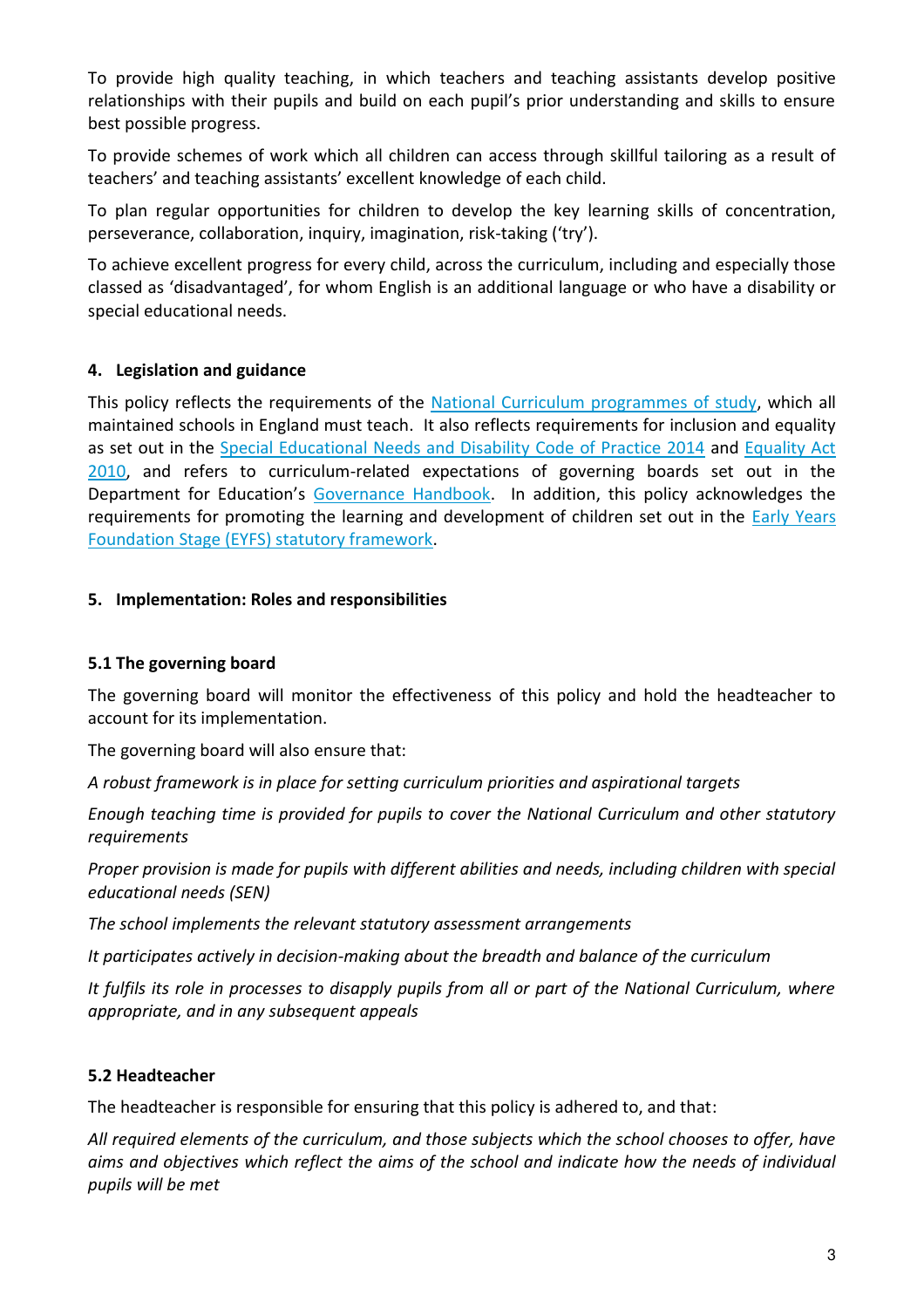To provide high quality teaching, in which teachers and teaching assistants develop positive relationships with their pupils and build on each pupil's prior understanding and skills to ensure best possible progress.

To provide schemes of work which all children can access through skillful tailoring as a result of teachers' and teaching assistants' excellent knowledge of each child.

To plan regular opportunities for children to develop the key learning skills of concentration, perseverance, collaboration, inquiry, imagination, risk-taking ('try').

To achieve excellent progress for every child, across the curriculum, including and especially those classed as 'disadvantaged', for whom English is an additional language or who have a disability or special educational needs.

## 4. Legislation and guidance

This policy reflects the requirements of the National Curriculum programmes of study, which all maintained schools in England must teach. It also reflects requirements for inclusion and equality as set out in the Special Educational Needs and Disability Code of Practice 2014 and Equality Act 2010, and refers to curriculum-related expectations of governing boards set out in the Department for Education's Governance Handbook. In addition, this policy acknowledges the requirements for promoting the learning and development of children set out in the Early Years Foundation Stage (EYFS) statutory framework.

## 5. Implementation: Roles and responsibilities

### 5.1 The governing board

The governing board will monitor the effectiveness of this policy and hold the headteacher to account for its implementation.

The governing board will also ensure that:

*A robust framework is in place for setting curriculum priorities and aspirational targets*

*Enough teaching time is provided for pupils to cover the National Curriculum and other statutory requirements*

*Proper provision is made for pupils with different abilities and needs, including children with special educational needs (SEN)*

*The school implements the relevant statutory assessment arrangements*

*It participates actively in decision-making about the breadth and balance of the curriculum*

*It fulfils its role in processes to disapply pupils from all or part of the National Curriculum, where appropriate, and in any subsequent appeals*

### 5.2 Headteacher

The headteacher is responsible for ensuring that this policy is adhered to, and that:

*All required elements of the curriculum, and those subjects which the school chooses to offer, have aims and objectives which reflect the aims of the school and indicate how the needs of individual pupils will be met*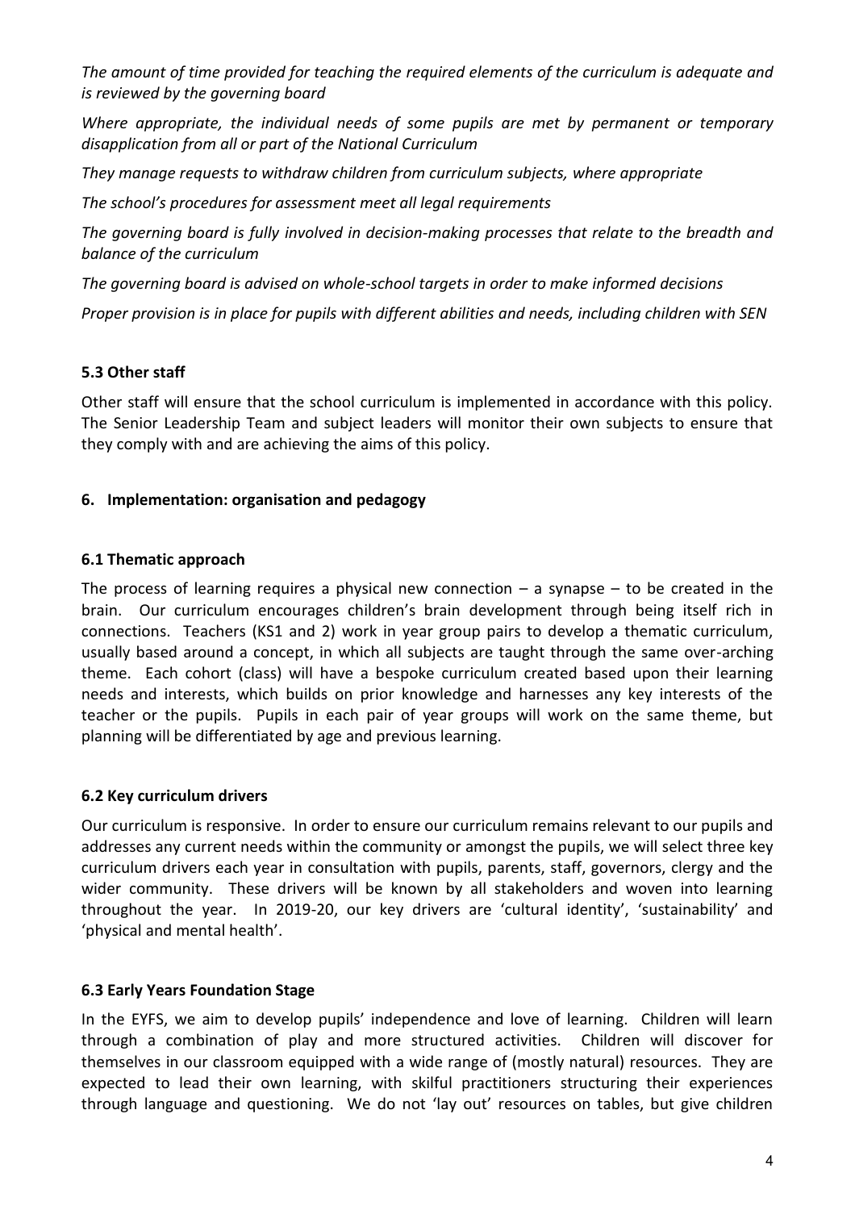*The amount of time provided for teaching the required elements of the curriculum is adequate and is reviewed by the governing board*

*Where appropriate, the individual needs of some pupils are met by permanent or temporary disapplication from all or part of the National Curriculum*

*They manage requests to withdraw children from curriculum subjects, where appropriate*

*The school's procedures for assessment meet all legal requirements*

*The governing board is fully involved in decision-making processes that relate to the breadth and balance of the curriculum*

*The governing board is advised on whole-school targets in order to make informed decisions*

*Proper provision is in place for pupils with different abilities and needs, including children with SEN*

### 5.3 Other staff

Other staff will ensure that the school curriculum is implemented in accordance with this policy. The Senior Leadership Team and subject leaders will monitor their own subjects to ensure that they comply with and are achieving the aims of this policy.

## 6. Implementation: organisation and pedagogy

### 6.1 Thematic approach

The process of learning requires a physical new connection – a synapse – to be created in the brain. Our curriculum encourages children's brain development through being itself rich in connections. Teachers (KS1 and 2) work in year group pairs to develop a thematic curriculum, usually based around a concept, in which all subjects are taught through the same over-arching theme. Each cohort (class) will have a bespoke curriculum created based upon their learning needs and interests, which builds on prior knowledge and harnesses any key interests of the teacher or the pupils. Pupils in each pair of year groups will work on the same theme, but planning will be differentiated by age and previous learning.

### 6.2 Key curriculum drivers

Our curriculum is responsive. In order to ensure our curriculum remains relevant to our pupils and addresses any current needs within the community or amongst the pupils, we will select three key curriculum drivers each year in consultation with pupils, parents, staff, governors, clergy and the wider community. These drivers will be known by all stakeholders and woven into learning throughout the year. In 2019-20, our key drivers are 'cultural identity', 'sustainability' and 'physical and mental health'.

### 6.3 Early Years Foundation Stage

In the EYFS, we aim to develop pupils' independence and love of learning. Children will learn through a combination of play and more structured activities. Children will discover for themselves in our classroom equipped with a wide range of (mostly natural) resources. They are expected to lead their own learning, with skilful practitioners structuring their experiences through language and questioning. We do not 'lay out' resources on tables, but give children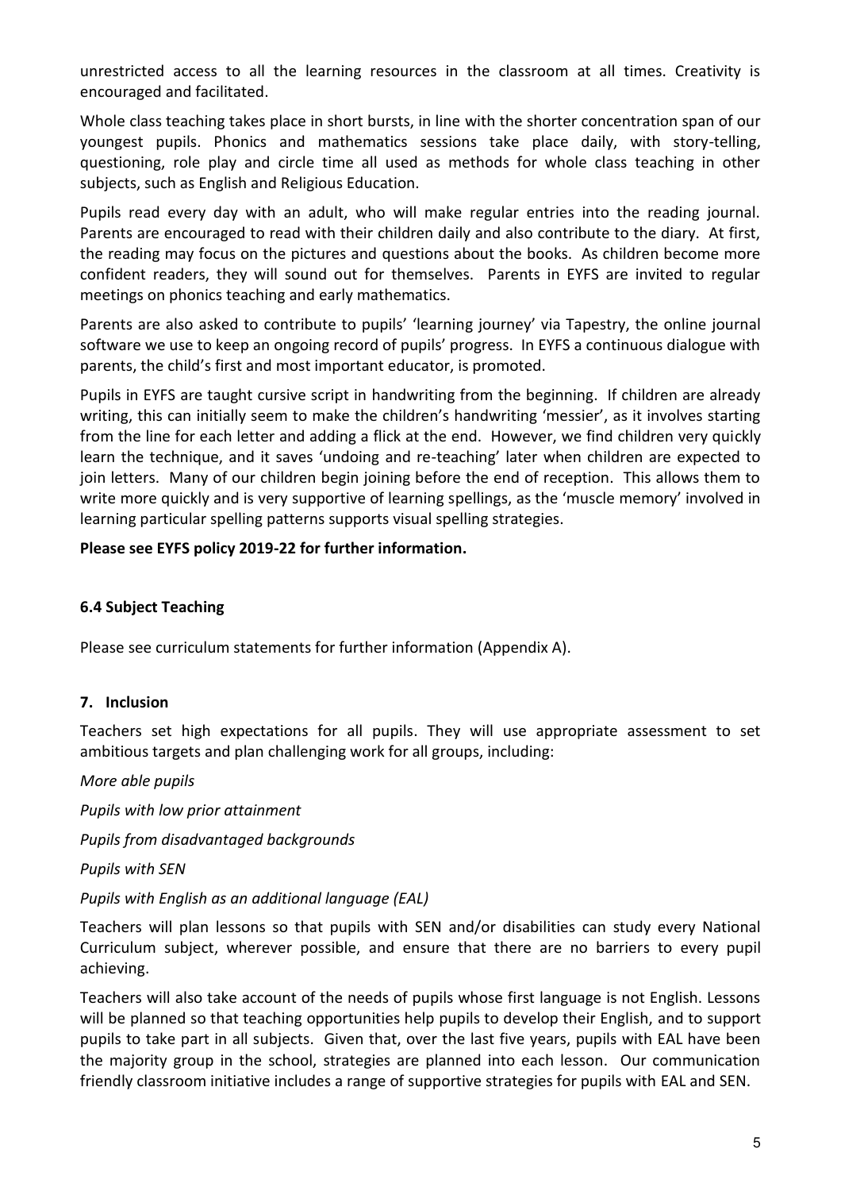unrestricted access to all the learning resources in the classroom at all times. Creativity is encouraged and facilitated.

Whole class teaching takes place in short bursts, in line with the shorter concentration span of our youngest pupils. Phonics and mathematics sessions take place daily, with story-telling, questioning, role play and circle time all used as methods for whole class teaching in other subjects, such as English and Religious Education.

Pupils read every day with an adult, who will make regular entries into the reading journal. Parents are encouraged to read with their children daily and also contribute to the diary. At first, the reading may focus on the pictures and questions about the books. As children become more confident readers, they will sound out for themselves. Parents in EYFS are invited to regular meetings on phonics teaching and early mathematics.

Parents are also asked to contribute to pupils' 'learning journey' via Tapestry, the online journal software we use to keep an ongoing record of pupils' progress. In EYFS a continuous dialogue with parents, the child's first and most important educator, is promoted.

Pupils in EYFS are taught cursive script in handwriting from the beginning. If children are already writing, this can initially seem to make the children's handwriting 'messier', as it involves starting from the line for each letter and adding a flick at the end. However, we find children very quickly learn the technique, and it saves 'undoing and re-teaching' later when children are expected to join letters. Many of our children begin joining before the end of reception. This allows them to write more quickly and is very supportive of learning spellings, as the 'muscle memory' involved in learning particular spelling patterns supports visual spelling strategies.

**Please see EYFS policy 2019-22 for further information.**

### 6.4 Subject Teaching

Please see curriculum statements for further information (Appendix A).

## 7. Inclusion

Teachers set high expectations for all pupils. They will use appropriate assessment to set ambitious targets and plan challenging work for all groups, including:

*More able pupils*

*Pupils with low prior attainment*

*Pupils from disadvantaged backgrounds*

*Pupils with SEN*

*Pupils with English as an additional language (EAL)*

Teachers will plan lessons so that pupils with SEN and/or disabilities can study every National Curriculum subject, wherever possible, and ensure that there are no barriers to every pupil achieving.

Teachers will also take account of the needs of pupils whose first language is not English. Lessons will be planned so that teaching opportunities help pupils to develop their English, and to support pupils to take part in all subjects. Given that, over the last five years, pupils with EAL have been the majority group in the school, strategies are planned into each lesson. Our communication friendly classroom initiative includes a range of supportive strategies for pupils with EAL and SEN.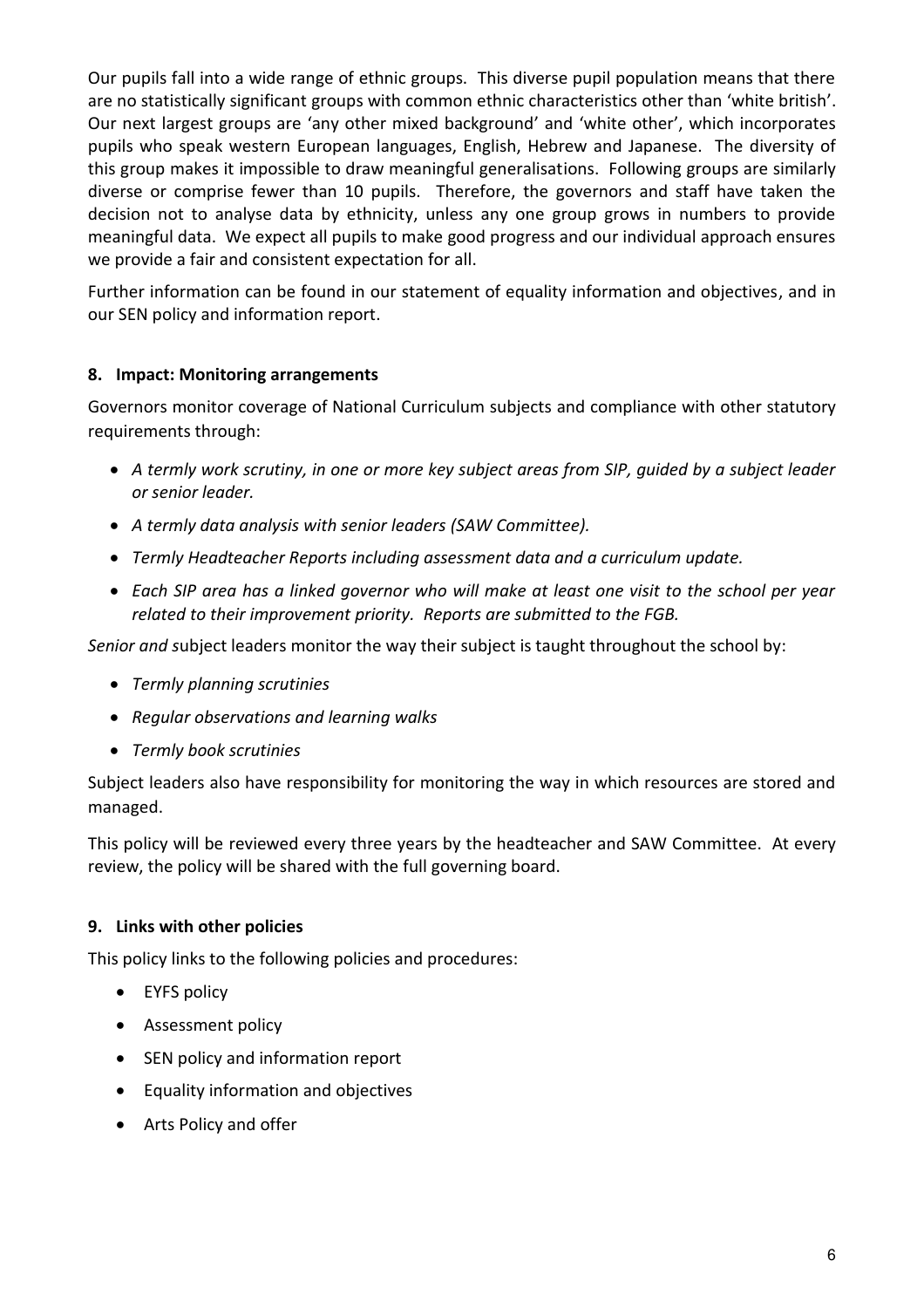Our pupils fall into a wide range of ethnic groups. This diverse pupil population means that there are no statistically significant groups with common ethnic characteristics other than 'white british'. Our next largest groups are 'any other mixed background' and 'white other', which incorporates pupils who speak western European languages, English, Hebrew and Japanese. The diversity of this group makes it impossible to draw meaningful generalisations. Following groups are similarly diverse or comprise fewer than 10 pupils. Therefore, the governors and staff have taken the decision not to analyse data by ethnicity, unless any one group grows in numbers to provide meaningful data. We expect all pupils to make good progress and our individual approach ensures we provide a fair and consistent expectation for all.

Further information can be found in our statement of equality information and objectives, and in our SEN policy and information report.

## 8. Impact: Monitoring arrangements

Governors monitor coverage of National Curriculum subjects and compliance with other statutory requirements through:

- *A termly work scrutiny, in one or more key subject areas from SIP, guided by a subject leader or senior leader.*
- *A termly data analysis with senior leaders (SAW Committee).*
- *Termly Headteacher Reports including assessment data and a curriculum update.*
- *Each SIP area has a linked governor who will make at least one visit to the school per year related to their improvement priority. Reports are submitted to the FGB.*

*Senior and s*ubject leaders monitor the way their subject is taught throughout the school by:

- *Termly planning scrutinies*
- *Regular observations and learning walks*
- *Termly book scrutinies*

Subject leaders also have responsibility for monitoring the way in which resources are stored and managed.

This policy will be reviewed every three years by the headteacher and SAW Committee. At every review, the policy will be shared with the full governing board.

## 9. Links with other policies

This policy links to the following policies and procedures:

- EYFS policy
- Assessment policy
- SEN policy and information report
- Equality information and objectives
- Arts Policy and offer